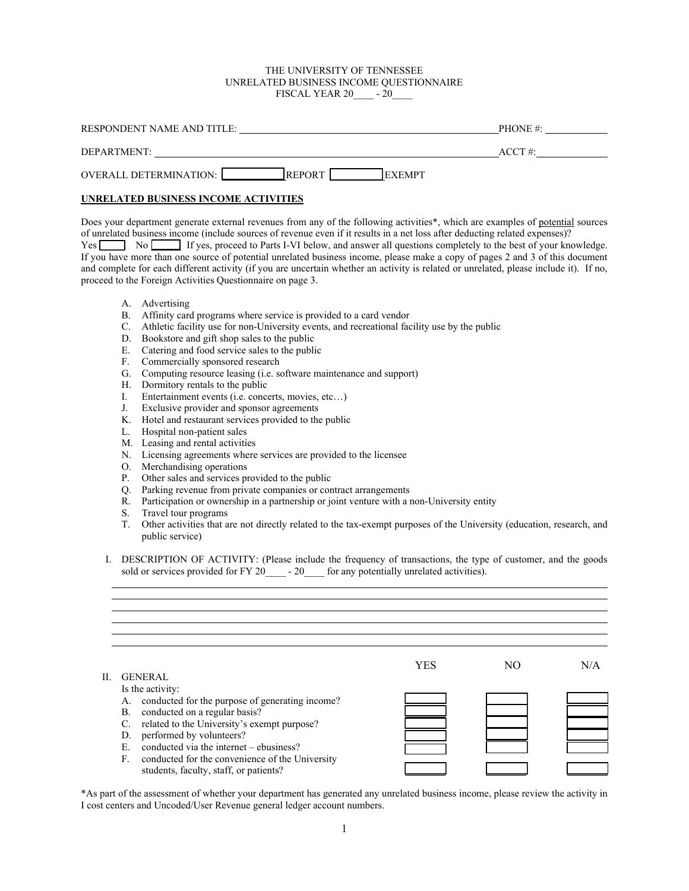THE UNIVERSITY OF TENNESSEE
UNRELATED BUSINESS INCOME QUESTIONNAIRE
FISCAL YEAR 20____ - 20____

RESPONDENT NAME AND TITLE: ______________________________ PHONE #: ____________

DEPARTMENT: ______________________________ ACCT #: ____________

OVERALL DETERMINATION: [ ] REPORT [ ] EXEMPT

**UNRELATED BUSINESS INCOME ACTIVITIES**

Does your department generate external revenues from any of the following activities*, which are examples of potential sources of unrelated business income (include sources of revenue even if it results in a net loss after deducting related expenses)?
Yes [ ] No [ ] If yes, proceed to Parts I-VI below, and answer all questions completely to the best of your knowledge. If you have more than one source of potential unrelated business income, please make a copy of pages 2 and 3 of this document and complete for each different activity (if you are uncertain whether an activity is related or unrelated, please include it). If no, proceed to the Foreign Activities Questionnaire on page 3.

A. Advertising
B. Affinity card programs where service is provided to a card vendor
C. Athletic facility use for non-University events, and recreational facility use by the public
D. Bookstore and gift shop sales to the public
E. Catering and food service sales to the public
F. Commercially sponsored research
G. Computing resource leasing (i.e. software maintenance and support)
H. Dormitory rentals to the public
I. Entertainment events (i.e. concerts, movies, etc…)
J. Exclusive provider and sponsor agreements
K. Hotel and restaurant services provided to the public
L. Hospital non-patient sales
M. Leasing and rental activities
N. Licensing agreements where services are provided to the licensee
O. Merchandising operations
P. Other sales and services provided to the public
Q. Parking revenue from private companies or contract arrangements
R. Participation or ownership in a partnership or joint venture with a non-University entity
S. Travel tour programs
T. Other activities that are not directly related to the tax-exempt purposes of the University (education, research, and public service)

I. DESCRIPTION OF ACTIVITY: (Please include the frequency of transactions, the type of customer, and the goods sold or services provided for FY 20____ - 20____ for any potentially unrelated activities).

______________________________________________________________________
______________________________________________________________________
______________________________________________________________________
______________________________________________________________________
______________________________________________________________________
______________________________________________________________________

II. GENERAL
Is the activity:

| | YES | NO | N/A |
|---|---|---|---|
| A. conducted for the purpose of generating income? | [ ] | [ ] | [ ] |
| B. conducted on a regular basis? | [ ] | [ ] | [ ] |
| C. related to the University's exempt purpose? | [ ] | [ ] | [ ] |
| D. performed by volunteers? | [ ] | [ ] | [ ] |
| E. conducted via the internet – ebusiness? | [ ] | [ ] | [ ] |
| F. conducted for the convenience of the University students, faculty, staff, or patients? | [ ] | [ ] | [ ] |

*As part of the assessment of whether your department has generated any unrelated business income, please review the activity in I cost centers and Uncoded/User Revenue general ledger account numbers.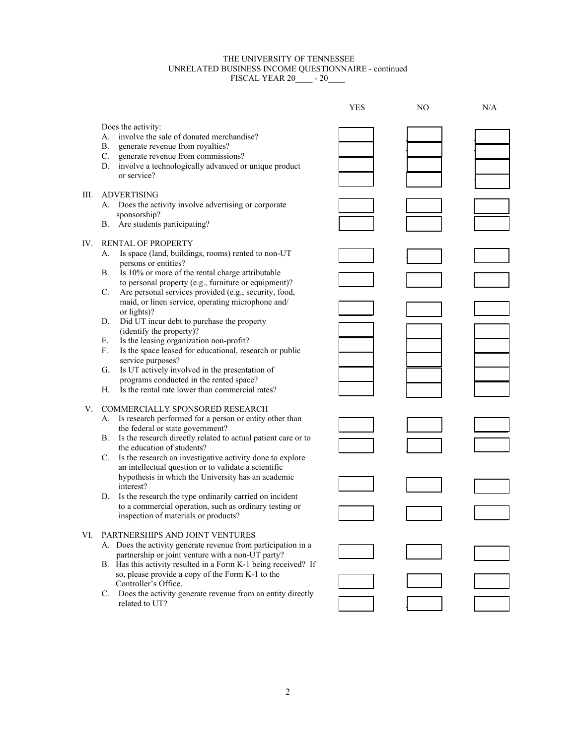THE UNIVERSITY OF TENNESSEE
UNRELATED BUSINESS INCOME QUESTIONNAIRE - continued
FISCAL YEAR 20____ - 20____

| | YES | NO | N/A |
|---|---|---|---|
| Does the activity: | | | |
| A. involve the sale of donated merchandise? | | | |
| B. generate revenue from royalties? | | | |
| C. generate revenue from commissions? | | | |
| D. involve a technologically advanced or unique product or service? | | | |
| **III. ADVERTISING** | | | |
| A. Does the activity involve advertising or corporate sponsorship? | | | |
| B. Are students participating? | | | |
| **IV. RENTAL OF PROPERTY** | | | |
| A. Is space (land, buildings, rooms) rented to non-UT persons or entities? | | | |
| B. Is 10% or more of the rental charge attributable to personal property (e.g., furniture or equipment)? | | | |
| C. Are personal services provided (e.g., security, food, maid, or linen service, operating microphone and/ or lights)? | | | |
| D. Did UT incur debt to purchase the property (identify the property)? | | | |
| E. Is the leasing organization non-profit? | | | |
| F. Is the space leased for educational, research or public service purposes? | | | |
| G. Is UT actively involved in the presentation of programs conducted in the rented space? | | | |
| H. Is the rental rate lower than commercial rates? | | | |
| **V. COMMERCIALLY SPONSORED RESEARCH** | | | |
| A. Is research performed for a person or entity other than the federal or state government? | | | |
| B. Is the research directly related to actual patient care or to the education of students? | | | |
| C. Is the research an investigative activity done to explore an intellectual question or to validate a scientific hypothesis in which the University has an academic interest? | | | |
| D. Is the research the type ordinarily carried on incident to a commercial operation, such as ordinary testing or inspection of materials or products? | | | |
| **VI. PARTNERSHIPS AND JOINT VENTURES** | | | |
| A. Does the activity generate revenue from participation in a partnership or joint venture with a non-UT party? | | | |
| B. Has this activity resulted in a Form K-1 being received? If so, please provide a copy of the Form K-1 to the Controller's Office. | | | |
| C. Does the activity generate revenue from an entity directly related to UT? | | | |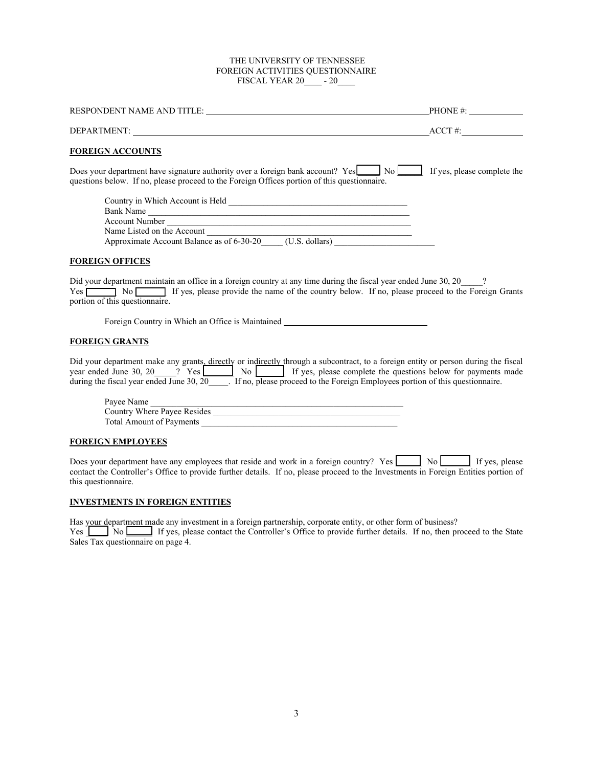THE UNIVERSITY OF TENNESSEE
FOREIGN ACTIVITIES QUESTIONNAIRE
FISCAL YEAR 20____ - 20____

RESPONDENT NAME AND TITLE: ______________________________ PHONE #: ____________

DEPARTMENT: ______________________________ ACCT #: ____________

**FOREIGN ACCOUNTS**

Does your department have signature authority over a foreign bank account? Yes [ ] No [ ] If yes, please complete the questions below. If no, please proceed to the Foreign Offices portion of this questionnaire.

Country in Which Account is Held ______________________________
Bank Name ______________________________
Account Number ______________________________
Name Listed on the Account ______________________________
Approximate Account Balance as of 6-30-20_____ (U.S. dollars) ______________________

**FOREIGN OFFICES**

Did your department maintain an office in a foreign country at any time during the fiscal year ended June 30, 20_____?
Yes [ ] No [ ] If yes, please provide the name of the country below. If no, please proceed to the Foreign Grants portion of this questionnaire.

Foreign Country in Which an Office is Maintained ______________________________

**FOREIGN GRANTS**

Did your department make any grants, directly or indirectly through a subcontract, to a foreign entity or person during the fiscal year ended June 30, 20_____? Yes [ ] No [ ] If yes, please complete the questions below for payments made during the fiscal year ended June 30, 20_____. If no, please proceed to the Foreign Employees portion of this questionnaire.

Payee Name ______________________________
Country Where Payee Resides ______________________________
Total Amount of Payments ______________________________

**FOREIGN EMPLOYEES**

Does your department have any employees that reside and work in a foreign country? Yes [ ] No [ ] If yes, please contact the Controller's Office to provide further details. If no, please proceed to the Investments in Foreign Entities portion of this questionnaire.

**INVESTMENTS IN FOREIGN ENTITIES**

Has your department made any investment in a foreign partnership, corporate entity, or other form of business?
Yes [ ] No [ ] If yes, please contact the Controller's Office to provide further details. If no, then proceed to the State Sales Tax questionnaire on page 4.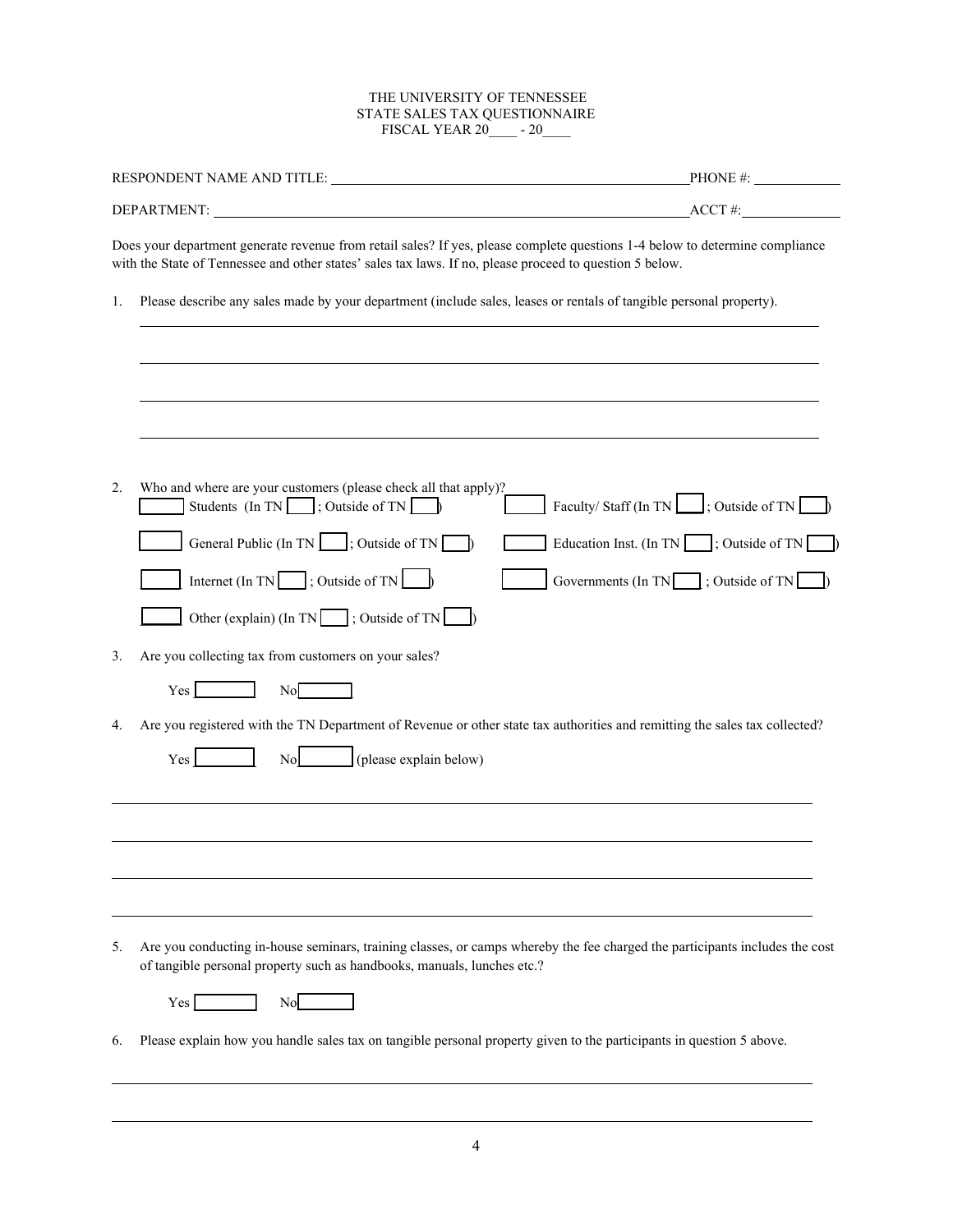THE UNIVERSITY OF TENNESSEE
STATE SALES TAX QUESTIONNAIRE
FISCAL YEAR 20____ - 20____

RESPONDENT NAME AND TITLE: ____________________________________________ PHONE #: ____________

DEPARTMENT: ____________________________________________________________ ACCT #: ____________

Does your department generate revenue from retail sales? If yes, please complete questions 1-4 below to determine compliance with the State of Tennessee and other states' sales tax laws. If no, please proceed to question 5 below.

1. Please describe any sales made by your department (include sales, leases or rentals of tangible personal property).

_______________________________________________________________________________

_______________________________________________________________________________

_______________________________________________________________________________

_______________________________________________________________________________

2. Who and where are your customers (please check all that apply)?

   [ ] Students (In TN [ ] ; Outside of TN [ ])
   [ ] Faculty/ Staff (In TN [ ] ; Outside of TN [ ])
   [ ] General Public (In TN [ ] ; Outside of TN [ ])
   [ ] Education Inst. (In TN [ ] ; Outside of TN [ ])
   [ ] Internet (In TN [ ] ; Outside of TN [ ])
   [ ] Governments (In TN [ ] ; Outside of TN [ ])
   [ ] Other (explain) (In TN [ ] ; Outside of TN [ ])

3. Are you collecting tax from customers on your sales?

   Yes [ ] No [ ]

4. Are you registered with the TN Department of Revenue or other state tax authorities and remitting the sales tax collected?

   Yes [ ] No [ ] (please explain below)

_______________________________________________________________________________

_______________________________________________________________________________

_______________________________________________________________________________

_______________________________________________________________________________

5. Are you conducting in-house seminars, training classes, or camps whereby the fee charged the participants includes the cost of tangible personal property such as handbooks, manuals, lunches etc.?

   Yes [ ] No [ ]

6. Please explain how you handle sales tax on tangible personal property given to the participants in question 5 above.

_______________________________________________________________________________

_______________________________________________________________________________